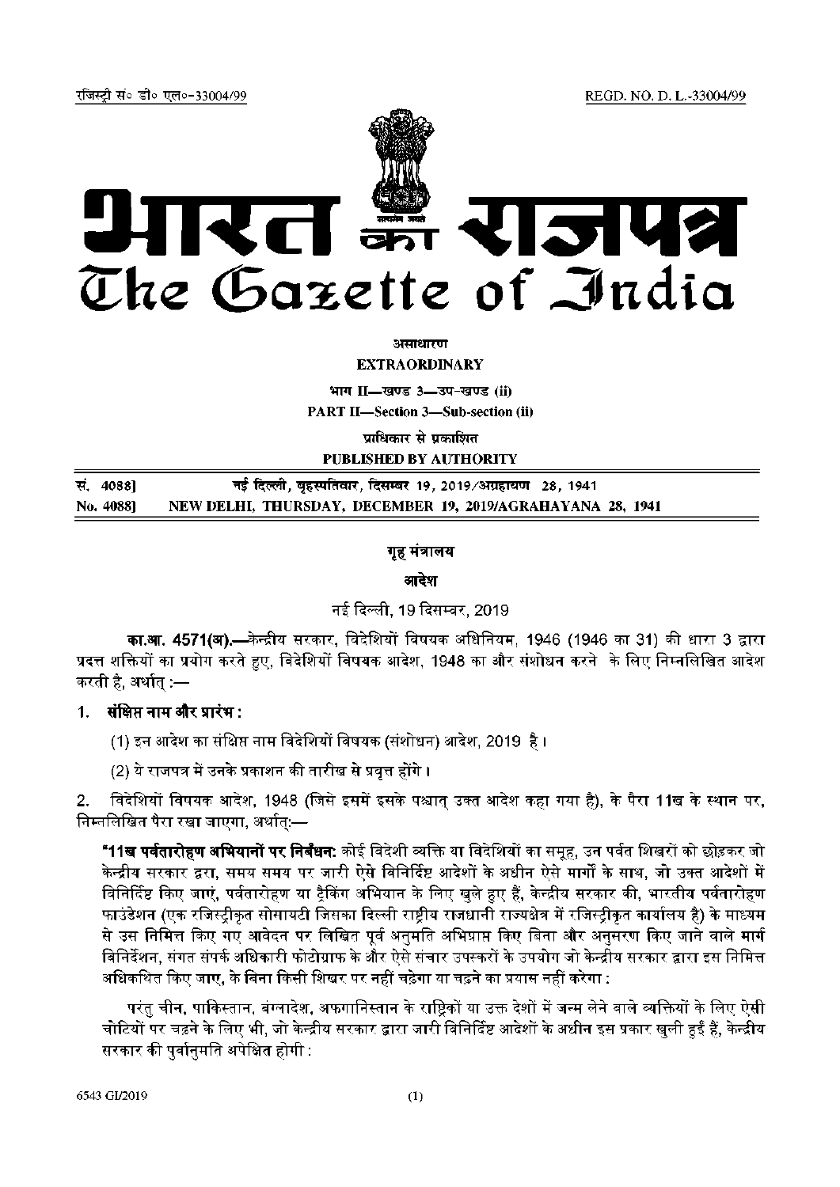रजिस्ट्री सं० डी० एल०-33004/99 REGD. NO. D. L.-33004/99

# भारत का राजपत्र
# The Gazette of India

असाधारण
**EXTRAORDINARY**

भाग II—खण्ड 3—उप-खण्ड (ii)
**PART II—Section 3—Sub-section (ii)**

प्राधिकार से प्रकाशित
**PUBLISHED BY AUTHORITY**

| सं. 4088] | नई दिल्ली, बृहस्पतिवार, दिसम्बर 19, 2019/अग्रहायण 28, 1941 |
|---|---|
| **No. 4088]** | **NEW DELHI, THURSDAY, DECEMBER 19, 2019/AGRAHAYANA 28, 1941** |

## गृह मंत्रालय

### आदेश

नई दिल्ली, 19 दिसम्बर, 2019

**का.आ. 4571(अ).**—केन्द्रीय सरकार, विदेशियों विषयक अधिनियम, 1946 (1946 का 31) की धारा 3 द्वारा प्रदत्त शक्तियों का प्रयोग करते हुए, विदेशियों विषयक आदेश, 1948 का और संशोधन करने के लिए निम्नलिखित आदेश करती है, अर्थात् :—

1. **संक्षिप्त नाम और प्रारंभ :**

   (1) इन आदेश का संक्षिप्त नाम विदेशियों विषयक (संशोधन) आदेश, 2019 है।

   (2) ये राजपत्र में उनके प्रकाशन की तारीख से प्रवृत्त होंगे।

2. विदेशियों विषयक आदेश, 1948 (जिसे इसमें इसके पश्चात् उक्त आदेश कहा गया है), के पैरा 11ख के स्थान पर, निम्नलिखित पैरा रखा जाएगा, अर्थात्:—

"**11ख पर्वतारोहण अभियानों पर निर्बंधन:** कोई विदेशी व्यक्ति या विदेशियों का समूह, उन पर्वत शिखरों को छोड़कर जो केन्द्रीय सरकार द्वारा, समय समय पर जारी ऐसे विनिर्दिष्ट आदेशों के अधीन ऐसे मार्गों के साथ, जो उक्त आदेशों में विनिर्दिष्ट किए जाएं, पर्वतारोहण या ट्रैकिंग अभियान के लिए खुले हुए हैं, केन्द्रीय सरकार की, भारतीय पर्वतारोहण फाउंडेशन (एक रजिस्ट्रीकृत सोसायटी जिसका दिल्ली राष्ट्रीय राजधानी राज्यक्षेत्र में रजिस्ट्रीकृत कार्यालय है) के माध्यम से उस निमित्त किए गए आवेदन पर लिखित पूर्व अनुमति अभिप्राप्त किए बिना और अनुसरण किए जाने वाले मार्ग विनिर्देशन, संगत संपर्क अधिकारी फोटोग्राफ के और ऐसे संचार उपस्करों के उपयोग जो केन्द्रीय सरकार द्वारा इस निमित्त अधिकथित किए जाए, के बिना किसी शिखर पर नहीं चढ़ेगा या चढ़ने का प्रयास नहीं करेगा :

परंतु चीन, पाकिस्तान, बंग्लादेश, अफगानिस्तान के राष्ट्रिकों या उक्त देशों में जन्म लेने वाले व्यक्तियों के लिए ऐसी चोटियों पर चढ़ने के लिए भी, जो केन्द्रीय सरकार द्वारा जारी विनिर्दिष्ट आदेशों के अधीन इस प्रकार खुली हुई हैं, केन्द्रीय सरकार की पूर्वानुमति अपेक्षित होगी :

6543 GI/2019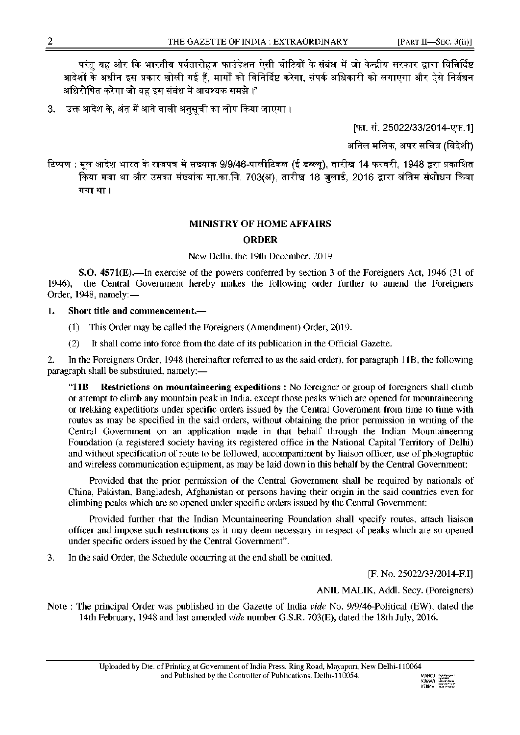परंतु यह और कि भारतीय पर्वतारोहण फाउंडेशन ऐसी चोटियों के संबंध में जो केन्द्रीय सरकार द्वारा विनिर्दिष्ट आदेशों के अधीन इस प्रकार खोली गई हैं, मार्गों को विनिर्दिष्ट करेगा, संपर्क अधिकारी को लगाएगा और ऐसे निर्बंधन अधिरोपित करेगा जो वह इस संबंध में आवश्यक समझे ।"

3. उक्त आदेश के, अंत में आने वाली अनुसूची का लोप किया जाएगा ।

[फा. सं. 25022/33/2014-एफ.1]

अनिल मलिक, अपर सचिव (विदेशी)

टिप्पण : मूल आदेश भारत के राजपत्र में संख्यांक 9/9/46-पालीटिकल (ई डब्ल्यू), तारीख 14 फरवरी, 1948 द्वारा प्रकाशित किया गया था और उसका संख्यांक सा.का.नि. 703(अ), तारीख 18 जुलाई, 2016 द्वारा अंतिम संशोधन किया गया था ।

## MINISTRY OF HOME AFFAIRS

## ORDER

New Delhi, the 19th December, 2019

**S.O. 4571(E).**—In exercise of the powers conferred by section 3 of the Foreigners Act, 1946 (31 of 1946), the Central Government hereby makes the following order further to amend the Foreigners Order, 1948, namely:—

1. **Short title and commencement.**—

   (1) This Order may be called the Foreigners (Amendment) Order, 2019.

   (2) It shall come into force from the date of its publication in the Official Gazette.

2. In the Foreigners Order, 1948 (hereinafter referred to as the said order), for paragraph 11B, the following paragraph shall be substituted, namely:—

"**11B Restrictions on mountaineering expeditions :** No foreigner or group of foreigners shall climb or attempt to climb any mountain peak in India, except those peaks which are opened for mountaineering or trekking expeditions under specific orders issued by the Central Government from time to time with routes as may be specified in the said orders, without obtaining the prior permission in writing of the Central Government on an application made in that behalf through the Indian Mountaineering Foundation (a registered society having its registered office in the National Capital Territory of Delhi) and without specification of route to be followed, accompaniment by liaison officer, use of photographic and wireless communication equipment, as may be laid down in this behalf by the Central Government:

Provided that the prior permission of the Central Government shall be required by nationals of China, Pakistan, Bangladesh, Afghanistan or persons having their origin in the said countries even for climbing peaks which are so opened under specific orders issued by the Central Government:

Provided further that the Indian Mountaineering Foundation shall specify routes, attach liaison officer and impose such restrictions as it may deem necessary in respect of peaks which are so opened under specific orders issued by the Central Government".

3. In the said Order, the Schedule occurring at the end shall be omitted.

[F. No. 25022/33/2014-F.I]

ANIL MALIK, Addl. Secy. (Foreigners)

Note : The principal Order was published in the Gazette of India *vide* No. 9/9/46-Political (EW), dated the 14th February, 1948 and last amended *vide* number G.S.R. 703(E), dated the 18th July, 2016.

Uploaded by Dte. of Printing at Government of India Press, Ring Road, Mayapuri, New Delhi-110064 and Published by the Controller of Publications, Delhi-110054.